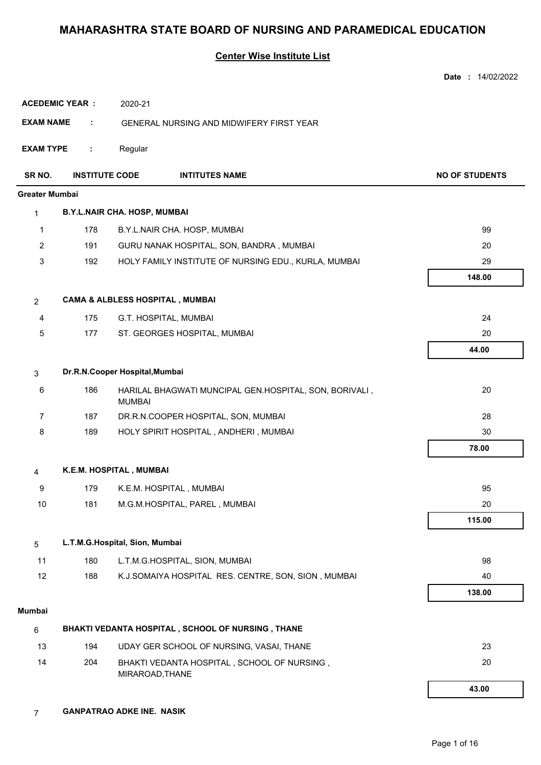# MAHARASHTRA STATE BOARD OF NURSING AND PARAMEDICAL EDUCATION

## Center Wise Institute List

**Date :** 14/02/2022

**ACEDEMIC YEAR :** 2020-21

**EXAM NAME :** GENERAL NURSING AND MIDWIFERY FIRST YEAR

**EXAM TYPE :** Regular

| SR NO. | INSTITUTE CODE | INTITUTES NAME | NO OF STUDENTS |
|---|---|---|---|
| **Greater Mumbai** | | | |
| 1 | | **B.Y.L.NAIR CHA. HOSP, MUMBAI** | |
| 1 | 178 | B.Y.L.NAIR CHA. HOSP, MUMBAI | 99 |
| 2 | 191 | GURU NANAK HOSPITAL, SON, BANDRA , MUMBAI | 20 |
| 3 | 192 | HOLY FAMILY INSTITUTE OF NURSING EDU., KURLA, MUMBAI | 29 |
| | | | **148.00** |
| 2 | | **CAMA & ALBLESS HOSPITAL , MUMBAI** | |
| 4 | 175 | G.T. HOSPITAL, MUMBAI | 24 |
| 5 | 177 | ST. GEORGES HOSPITAL, MUMBAI | 20 |
| | | | **44.00** |
| 3 | | **Dr.R.N.Cooper Hospital,Mumbai** | |
| 6 | 186 | HARILAL BHAGWATI MUNCIPAL GEN.HOSPITAL, SON, BORIVALI , MUMBAI | 20 |
| 7 | 187 | DR.R.N.COOPER HOSPITAL, SON, MUMBAI | 28 |
| 8 | 189 | HOLY SPIRIT HOSPITAL , ANDHERI , MUMBAI | 30 |
| | | | **78.00** |
| 4 | | **K.E.M. HOSPITAL , MUMBAI** | |
| 9 | 179 | K.E.M. HOSPITAL , MUMBAI | 95 |
| 10 | 181 | M.G.M.HOSPITAL, PAREL , MUMBAI | 20 |
| | | | **115.00** |
| 5 | | **L.T.M.G.Hospital, Sion, Mumbai** | |
| 11 | 180 | L.T.M.G.HOSPITAL, SION, MUMBAI | 98 |
| 12 | 188 | K.J.SOMAIYA HOSPITAL RES. CENTRE, SON, SION , MUMBAI | 40 |
| | | | **138.00** |
| **Mumbai** | | | |
| 6 | | **BHAKTI VEDANTA HOSPITAL , SCHOOL OF NURSING , THANE** | |
| 13 | 194 | UDAY GER SCHOOL OF NURSING, VASAI, THANE | 23 |
| 14 | 204 | BHAKTI VEDANTA HOSPITAL , SCHOOL OF NURSING , MIRAROAD,THANE | 20 |
| | | | **43.00** |
| 7 | | **GANPATRAO ADKE INE. NASIK** | |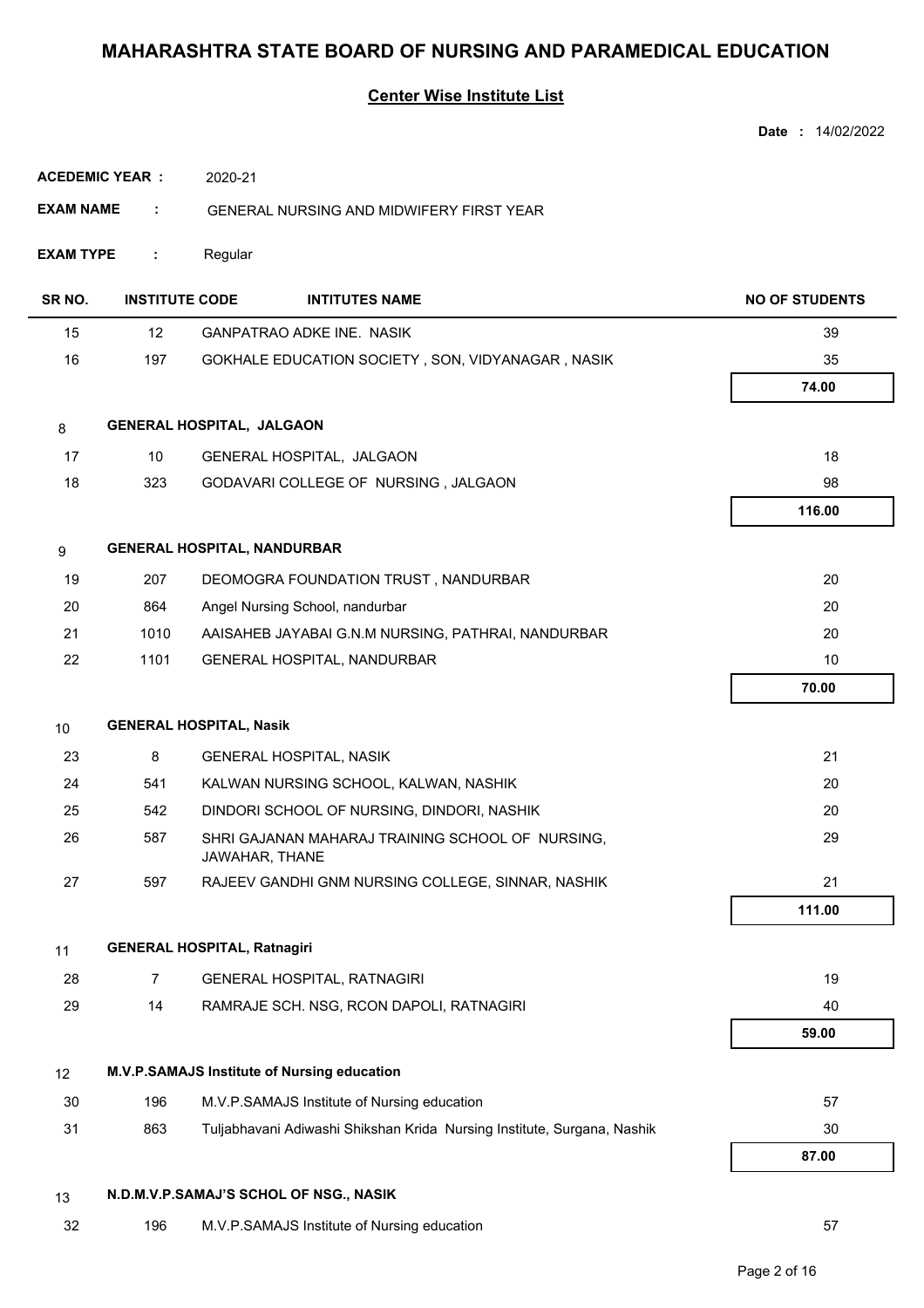# MAHARASHTRA STATE BOARD OF NURSING AND PARAMEDICAL EDUCATION

## Center Wise Institute List

**Date :** 14/02/2022

**ACEDEMIC YEAR :** 2020-21

**EXAM NAME :** GENERAL NURSING AND MIDWIFERY FIRST YEAR

**EXAM TYPE :** Regular

| SR NO. | INSTITUTE CODE | INTITUTES NAME | NO OF STUDENTS |
|---|---|---|---|
| 15 | 12 | GANPATRAO ADKE INE. NASIK | 39 |
| 16 | 197 | GOKHALE EDUCATION SOCIETY , SON, VIDYANAGAR , NASIK | 35 |
| | | | **74.00** |
| 8 | **GENERAL HOSPITAL, JALGAON** | | |
| 17 | 10 | GENERAL HOSPITAL, JALGAON | 18 |
| 18 | 323 | GODAVARI COLLEGE OF NURSING , JALGAON | 98 |
| | | | **116.00** |
| 9 | **GENERAL HOSPITAL, NANDURBAR** | | |
| 19 | 207 | DEOMOGRA FOUNDATION TRUST , NANDURBAR | 20 |
| 20 | 864 | Angel Nursing School, nandurbar | 20 |
| 21 | 1010 | AAISAHEB JAYABAI G.N.M NURSING, PATHRAI, NANDURBAR | 20 |
| 22 | 1101 | GENERAL HOSPITAL, NANDURBAR | 10 |
| | | | **70.00** |
| 10 | **GENERAL HOSPITAL, Nasik** | | |
| 23 | 8 | GENERAL HOSPITAL, NASIK | 21 |
| 24 | 541 | KALWAN NURSING SCHOOL, KALWAN, NASHIK | 20 |
| 25 | 542 | DINDORI SCHOOL OF NURSING, DINDORI, NASHIK | 20 |
| 26 | 587 | SHRI GAJANAN MAHARAJ TRAINING SCHOOL OF NURSING, JAWAHAR, THANE | 29 |
| 27 | 597 | RAJEEV GANDHI GNM NURSING COLLEGE, SINNAR, NASHIK | 21 |
| | | | **111.00** |
| 11 | **GENERAL HOSPITAL, Ratnagiri** | | |
| 28 | 7 | GENERAL HOSPITAL, RATNAGIRI | 19 |
| 29 | 14 | RAMRAJE SCH. NSG, RCON DAPOLI, RATNAGIRI | 40 |
| | | | **59.00** |
| 12 | **M.V.P.SAMAJS Institute of Nursing education** | | |
| 30 | 196 | M.V.P.SAMAJS Institute of Nursing education | 57 |
| 31 | 863 | Tuljabhavani Adiwashi Shikshan Krida Nursing Institute, Surgana, Nashik | 30 |
| | | | **87.00** |
| 13 | **N.D.M.V.P.SAMAJ'S SCHOL OF NSG., NASIK** | | |
| 32 | 196 | M.V.P.SAMAJS Institute of Nursing education | 57 |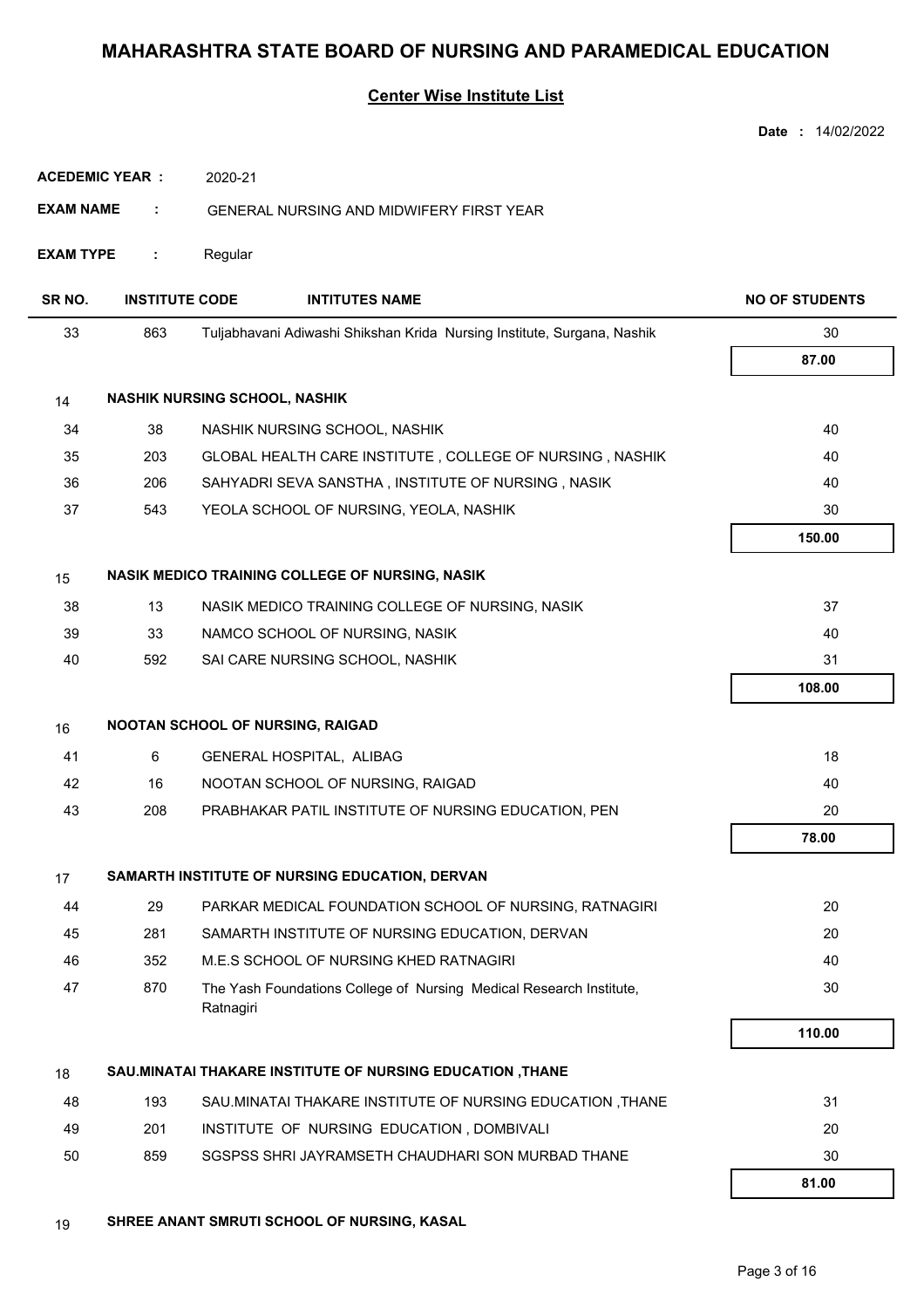# MAHARASHTRA STATE BOARD OF NURSING AND PARAMEDICAL EDUCATION

**Center Wise Institute List**

**Date :** 14/02/2022

**ACEDEMIC YEAR :** 2020-21

**EXAM NAME :** GENERAL NURSING AND MIDWIFERY FIRST YEAR

**EXAM TYPE :** Regular

| SR NO. | INSTITUTE CODE | INTITUTES NAME | NO OF STUDENTS |
|---|---|---|---|
| 33 | 863 | Tuljabhavani Adiwashi Shikshan Krida Nursing Institute, Surgana, Nashik | 30 |
| | | | **87.00** |
| 14 | | **NASHIK NURSING SCHOOL, NASHIK** | |
| 34 | 38 | NASHIK NURSING SCHOOL, NASHIK | 40 |
| 35 | 203 | GLOBAL HEALTH CARE INSTITUTE , COLLEGE OF NURSING , NASHIK | 40 |
| 36 | 206 | SAHYADRI SEVA SANSTHA , INSTITUTE OF NURSING , NASIK | 40 |
| 37 | 543 | YEOLA SCHOOL OF NURSING, YEOLA, NASHIK | 30 |
| | | | **150.00** |
| 15 | | **NASIK MEDICO TRAINING COLLEGE OF NURSING, NASIK** | |
| 38 | 13 | NASIK MEDICO TRAINING COLLEGE OF NURSING, NASIK | 37 |
| 39 | 33 | NAMCO SCHOOL OF NURSING, NASIK | 40 |
| 40 | 592 | SAI CARE NURSING SCHOOL, NASHIK | 31 |
| | | | **108.00** |
| 16 | | **NOOTAN SCHOOL OF NURSING, RAIGAD** | |
| 41 | 6 | GENERAL HOSPITAL, ALIBAG | 18 |
| 42 | 16 | NOOTAN SCHOOL OF NURSING, RAIGAD | 40 |
| 43 | 208 | PRABHAKAR PATIL INSTITUTE OF NURSING EDUCATION, PEN | 20 |
| | | | **78.00** |
| 17 | | **SAMARTH INSTITUTE OF NURSING EDUCATION, DERVAN** | |
| 44 | 29 | PARKAR MEDICAL FOUNDATION SCHOOL OF NURSING, RATNAGIRI | 20 |
| 45 | 281 | SAMARTH INSTITUTE OF NURSING EDUCATION, DERVAN | 20 |
| 46 | 352 | M.E.S SCHOOL OF NURSING KHED RATNAGIRI | 40 |
| 47 | 870 | The Yash Foundations College of Nursing Medical Research Institute, Ratnagiri | 30 |
| | | | **110.00** |
| 18 | | **SAU.MINATAI THAKARE INSTITUTE OF NURSING EDUCATION ,THANE** | |
| 48 | 193 | SAU.MINATAI THAKARE INSTITUTE OF NURSING EDUCATION ,THANE | 31 |
| 49 | 201 | INSTITUTE OF NURSING EDUCATION , DOMBIVALI | 20 |
| 50 | 859 | SGSPSS SHRI JAYRAMSETH CHAUDHARI SON MURBAD THANE | 30 |
| | | | **81.00** |
| 19 | | **SHREE ANANT SMRUTI SCHOOL OF NURSING, KASAL** | |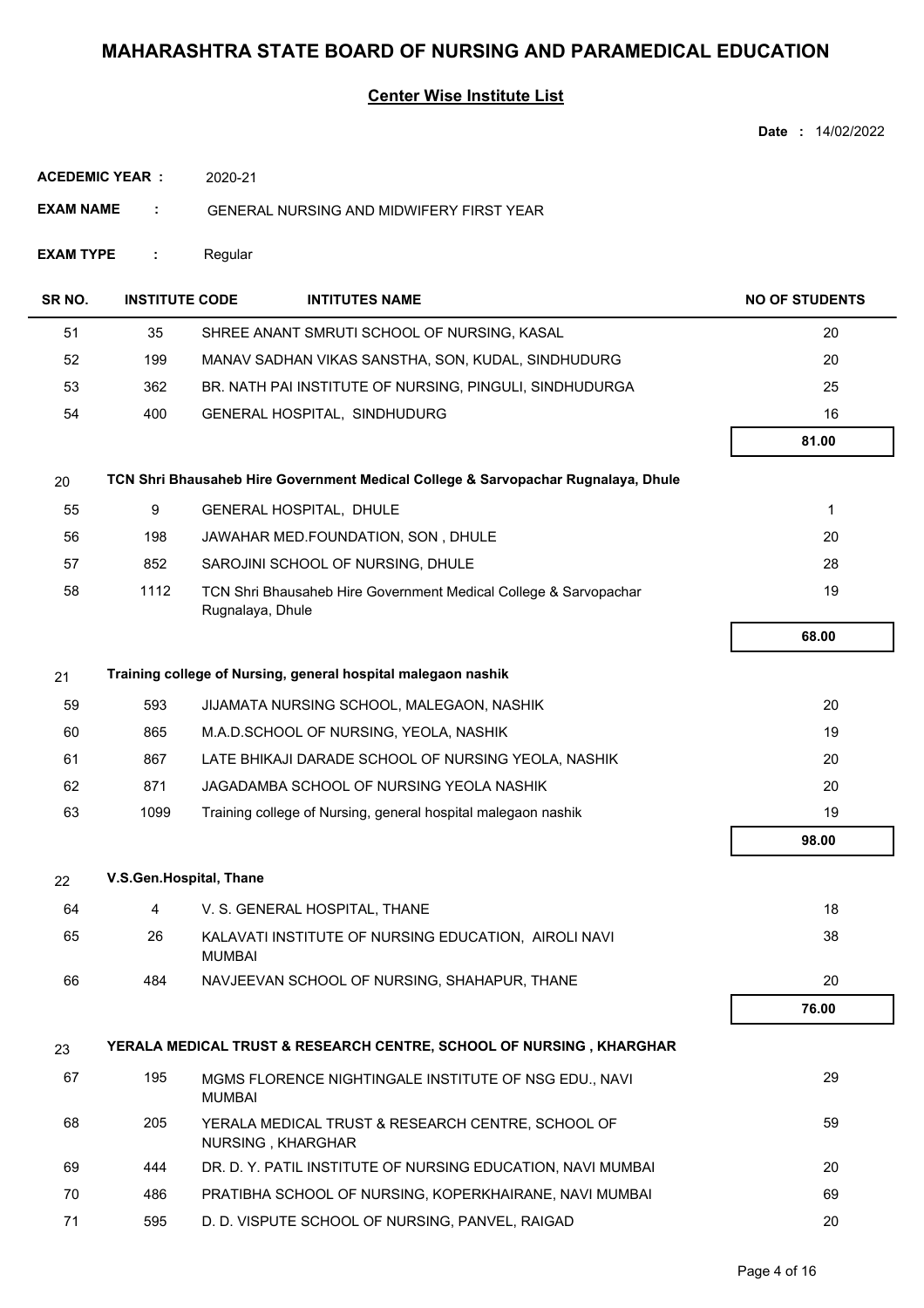# MAHARASHTRA STATE BOARD OF NURSING AND PARAMEDICAL EDUCATION

## Center Wise Institute List

**Date :** 14/02/2022

**ACEDEMIC YEAR :** 2020-21

**EXAM NAME :** GENERAL NURSING AND MIDWIFERY FIRST YEAR

**EXAM TYPE :** Regular

| SR NO. | INSTITUTE CODE | INTITUTES NAME | NO OF STUDENTS |
|---|---|---|---|
| 51 | 35 | SHREE ANANT SMRUTI SCHOOL OF NURSING, KASAL | 20 |
| 52 | 199 | MANAV SADHAN VIKAS SANSTHA, SON, KUDAL, SINDHUDURG | 20 |
| 53 | 362 | BR. NATH PAI INSTITUTE OF NURSING, PINGULI, SINDHUDURGA | 25 |
| 54 | 400 | GENERAL HOSPITAL, SINDHUDURG | 16 |
| | | | **81.00** |
| 20 | | **TCN Shri Bhausaheb Hire Government Medical College & Sarvopachar Rugnalaya, Dhule** | |
| 55 | 9 | GENERAL HOSPITAL, DHULE | 1 |
| 56 | 198 | JAWAHAR MED.FOUNDATION, SON , DHULE | 20 |
| 57 | 852 | SAROJINI SCHOOL OF NURSING, DHULE | 28 |
| 58 | 1112 | TCN Shri Bhausaheb Hire Government Medical College & Sarvopachar Rugnalaya, Dhule | 19 |
| | | | **68.00** |
| 21 | | **Training college of Nursing, general hospital malegaon nashik** | |
| 59 | 593 | JIJAMATA NURSING SCHOOL, MALEGAON, NASHIK | 20 |
| 60 | 865 | M.A.D.SCHOOL OF NURSING, YEOLA, NASHIK | 19 |
| 61 | 867 | LATE BHIKAJI DARADE SCHOOL OF NURSING YEOLA, NASHIK | 20 |
| 62 | 871 | JAGADAMBA SCHOOL OF NURSING YEOLA NASHIK | 20 |
| 63 | 1099 | Training college of Nursing, general hospital malegaon nashik | 19 |
| | | | **98.00** |
| 22 | | **V.S.Gen.Hospital, Thane** | |
| 64 | 4 | V. S. GENERAL HOSPITAL, THANE | 18 |
| 65 | 26 | KALAVATI INSTITUTE OF NURSING EDUCATION, AIROLI NAVI MUMBAI | 38 |
| 66 | 484 | NAVJEEVAN SCHOOL OF NURSING, SHAHAPUR, THANE | 20 |
| | | | **76.00** |
| 23 | | **YERALA MEDICAL TRUST & RESEARCH CENTRE, SCHOOL OF NURSING , KHARGHAR** | |
| 67 | 195 | MGMS FLORENCE NIGHTINGALE INSTITUTE OF NSG EDU., NAVI MUMBAI | 29 |
| 68 | 205 | YERALA MEDICAL TRUST & RESEARCH CENTRE, SCHOOL OF NURSING , KHARGHAR | 59 |
| 69 | 444 | DR. D. Y. PATIL INSTITUTE OF NURSING EDUCATION, NAVI MUMBAI | 20 |
| 70 | 486 | PRATIBHA SCHOOL OF NURSING, KOPERKHAIRANE, NAVI MUMBAI | 69 |
| 71 | 595 | D. D. VISPUTE SCHOOL OF NURSING, PANVEL, RAIGAD | 20 |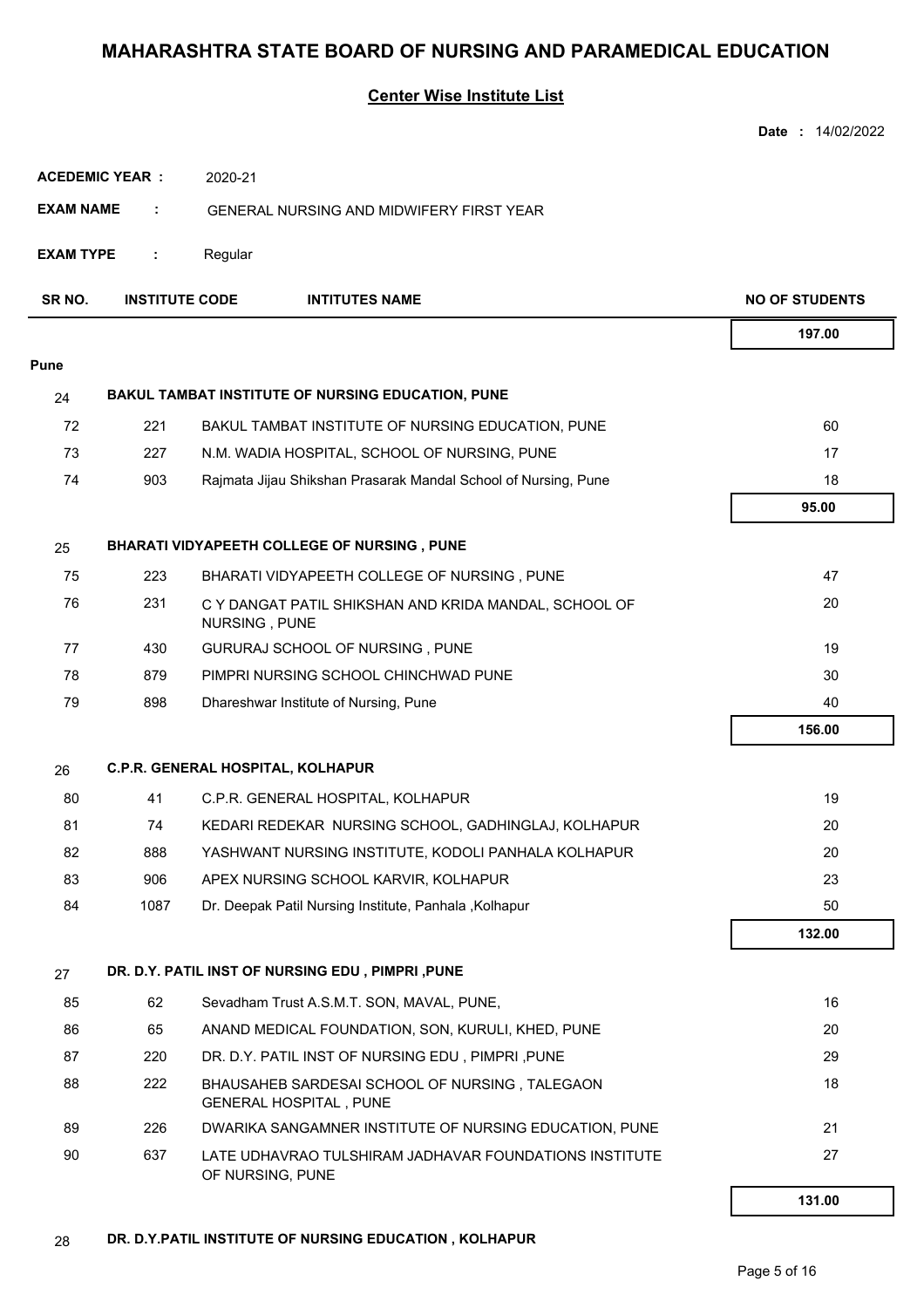# MAHARASHTRA STATE BOARD OF NURSING AND PARAMEDICAL EDUCATION

## Center Wise Institute List

**Date :** 14/02/2022

**ACEDEMIC YEAR :** 2020-21

**EXAM NAME :** GENERAL NURSING AND MIDWIFERY FIRST YEAR

**EXAM TYPE :** Regular

| SR NO. | INSTITUTE CODE | INTITUTES NAME | NO OF STUDENTS |
|---|---|---|---|
| | | | **197.00** |
| **Pune** | | | |
| 24 | | **BAKUL TAMBAT INSTITUTE OF NURSING EDUCATION, PUNE** | |
| 72 | 221 | BAKUL TAMBAT INSTITUTE OF NURSING EDUCATION, PUNE | 60 |
| 73 | 227 | N.M. WADIA HOSPITAL, SCHOOL OF NURSING, PUNE | 17 |
| 74 | 903 | Rajmata Jijau Shikshan Prasarak Mandal School of Nursing, Pune | 18 |
| | | | **95.00** |
| 25 | | **BHARATI VIDYAPEETH COLLEGE OF NURSING , PUNE** | |
| 75 | 223 | BHARATI VIDYAPEETH COLLEGE OF NURSING , PUNE | 47 |
| 76 | 231 | C Y DANGAT PATIL SHIKSHAN AND KRIDA MANDAL, SCHOOL OF NURSING , PUNE | 20 |
| 77 | 430 | GURURAJ SCHOOL OF NURSING , PUNE | 19 |
| 78 | 879 | PIMPRI NURSING SCHOOL CHINCHWAD PUNE | 30 |
| 79 | 898 | Dhareshwar Institute of Nursing, Pune | 40 |
| | | | **156.00** |
| 26 | | **C.P.R. GENERAL HOSPITAL, KOLHAPUR** | |
| 80 | 41 | C.P.R. GENERAL HOSPITAL, KOLHAPUR | 19 |
| 81 | 74 | KEDARI REDEKAR NURSING SCHOOL, GADHINGLAJ, KOLHAPUR | 20 |
| 82 | 888 | YASHWANT NURSING INSTITUTE, KODOLI PANHALA KOLHAPUR | 20 |
| 83 | 906 | APEX NURSING SCHOOL KARVIR, KOLHAPUR | 23 |
| 84 | 1087 | Dr. Deepak Patil Nursing Institute, Panhala ,Kolhapur | 50 |
| | | | **132.00** |
| 27 | | **DR. D.Y. PATIL INST OF NURSING EDU , PIMPRI ,PUNE** | |
| 85 | 62 | Sevadham Trust A.S.M.T. SON, MAVAL, PUNE, | 16 |
| 86 | 65 | ANAND MEDICAL FOUNDATION, SON, KURULI, KHED, PUNE | 20 |
| 87 | 220 | DR. D.Y. PATIL INST OF NURSING EDU , PIMPRI ,PUNE | 29 |
| 88 | 222 | BHAUSAHEB SARDESAI SCHOOL OF NURSING , TALEGAON GENERAL HOSPITAL , PUNE | 18 |
| 89 | 226 | DWARIKA SANGAMNER INSTITUTE OF NURSING EDUCATION, PUNE | 21 |
| 90 | 637 | LATE UDHAVRAO TULSHIRAM JADHAVAR FOUNDATIONS INSTITUTE OF NURSING, PUNE | 27 |
| | | | **131.00** |
| 28 | | **DR. D.Y.PATIL INSTITUTE OF NURSING EDUCATION , KOLHAPUR** | |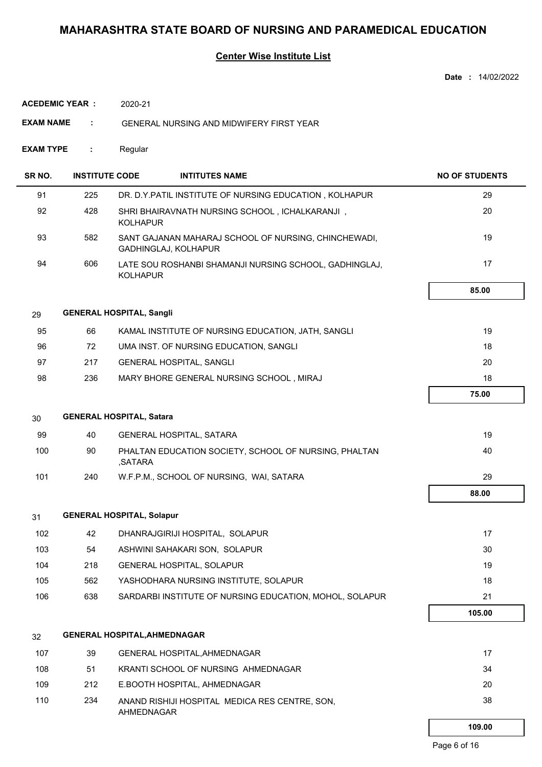# MAHARASHTRA STATE BOARD OF NURSING AND PARAMEDICAL EDUCATION

## Center Wise Institute List

**Date :** 14/02/2022

**ACEDEMIC YEAR :** 2020-21

**EXAM NAME :** GENERAL NURSING AND MIDWIFERY FIRST YEAR

**EXAM TYPE :** Regular

| SR NO. | INSTITUTE CODE | INTITUTES NAME | NO OF STUDENTS |
|---|---|---|---|
| 91 | 225 | DR. D.Y.PATIL INSTITUTE OF NURSING EDUCATION , KOLHAPUR | 29 |
| 92 | 428 | SHRI BHAIRAVNATH NURSING SCHOOL , ICHALKARANJI , KOLHAPUR | 20 |
| 93 | 582 | SANT GAJANAN MAHARAJ SCHOOL OF NURSING, CHINCHEWADI, GADHINGLAJ, KOLHAPUR | 19 |
| 94 | 606 | LATE SOU ROSHANBI SHAMANJI NURSING SCHOOL, GADHINGLAJ, KOLHAPUR | 17 |
| | | | **85.00** |
| 29 | | **GENERAL HOSPITAL, Sangli** | |
| 95 | 66 | KAMAL INSTITUTE OF NURSING EDUCATION, JATH, SANGLI | 19 |
| 96 | 72 | UMA INST. OF NURSING EDUCATION, SANGLI | 18 |
| 97 | 217 | GENERAL HOSPITAL, SANGLI | 20 |
| 98 | 236 | MARY BHORE GENERAL NURSING SCHOOL , MIRAJ | 18 |
| | | | **75.00** |
| 30 | | **GENERAL HOSPITAL, Satara** | |
| 99 | 40 | GENERAL HOSPITAL, SATARA | 19 |
| 100 | 90 | PHALTAN EDUCATION SOCIETY, SCHOOL OF NURSING, PHALTAN ,SATARA | 40 |
| 101 | 240 | W.F.P.M., SCHOOL OF NURSING, WAI, SATARA | 29 |
| | | | **88.00** |
| 31 | | **GENERAL HOSPITAL, Solapur** | |
| 102 | 42 | DHANRAJGIRIJI HOSPITAL, SOLAPUR | 17 |
| 103 | 54 | ASHWINI SAHAKARI SON, SOLAPUR | 30 |
| 104 | 218 | GENERAL HOSPITAL, SOLAPUR | 19 |
| 105 | 562 | YASHODHARA NURSING INSTITUTE, SOLAPUR | 18 |
| 106 | 638 | SARDARBI INSTITUTE OF NURSING EDUCATION, MOHOL, SOLAPUR | 21 |
| | | | **105.00** |
| 32 | | **GENERAL HOSPITAL,AHMEDNAGAR** | |
| 107 | 39 | GENERAL HOSPITAL,AHMEDNAGAR | 17 |
| 108 | 51 | KRANTI SCHOOL OF NURSING AHMEDNAGAR | 34 |
| 109 | 212 | E.BOOTH HOSPITAL, AHMEDNAGAR | 20 |
| 110 | 234 | ANAND RISHIJI HOSPITAL MEDICA RES CENTRE, SON, AHMEDNAGAR | 38 |
| | | | **109.00** |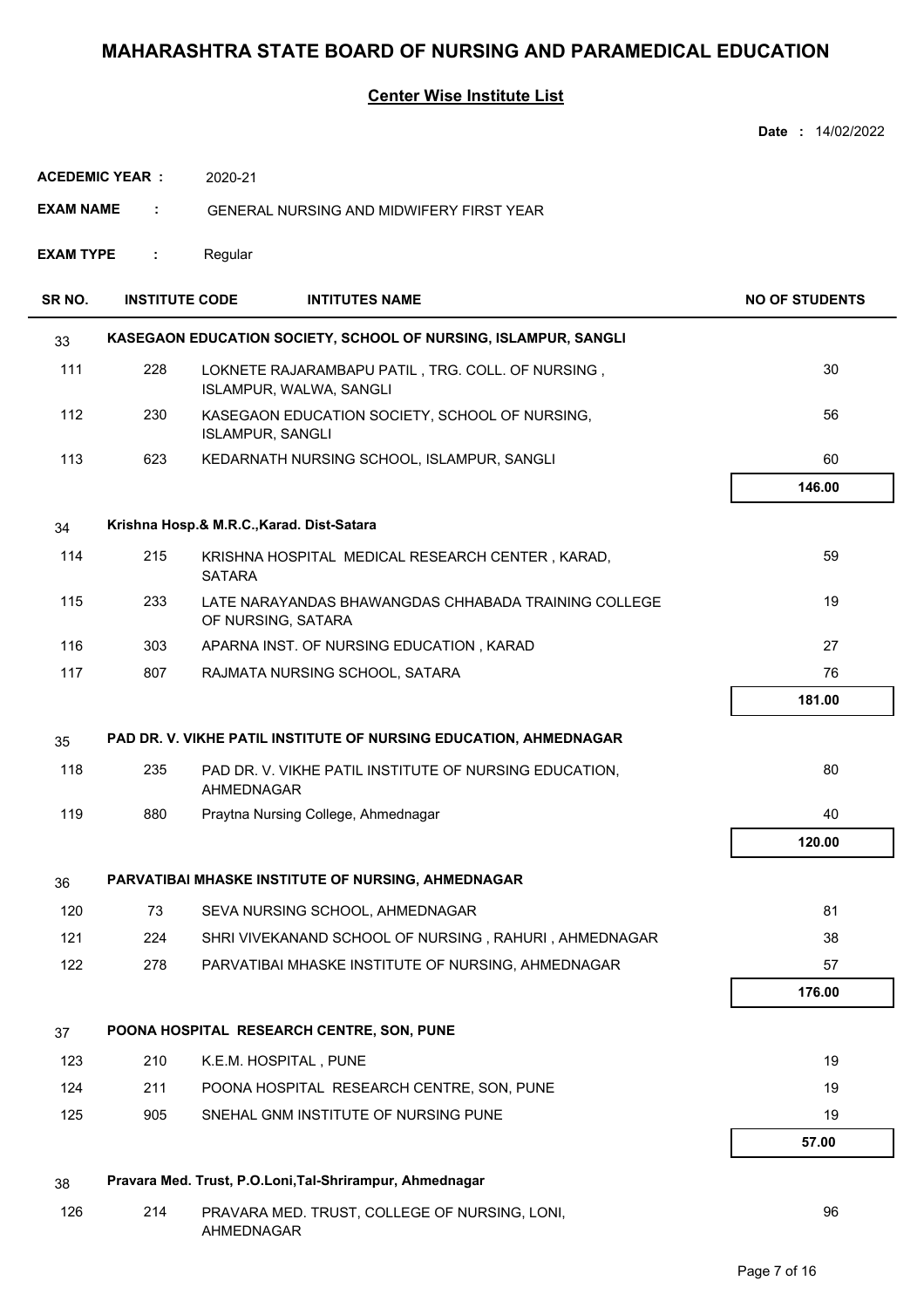# MAHARASHTRA STATE BOARD OF NURSING AND PARAMEDICAL EDUCATION

## Center Wise Institute List

**Date :** 14/02/2022

**ACEDEMIC YEAR :** 2020-21

**EXAM NAME :** GENERAL NURSING AND MIDWIFERY FIRST YEAR

**EXAM TYPE :** Regular

| SR NO. | INSTITUTE CODE | INTITUTES NAME | NO OF STUDENTS |
|---|---|---|---|
| 33 | | **KASEGAON EDUCATION SOCIETY, SCHOOL OF NURSING, ISLAMPUR, SANGLI** | |
| 111 | 228 | LOKNETE RAJARAMBAPU PATIL , TRG. COLL. OF NURSING , ISLAMPUR, WALWA, SANGLI | 30 |
| 112 | 230 | KASEGAON EDUCATION SOCIETY, SCHOOL OF NURSING, ISLAMPUR, SANGLI | 56 |
| 113 | 623 | KEDARNATH NURSING SCHOOL, ISLAMPUR, SANGLI | 60 |
| | | | **146.00** |
| 34 | | **Krishna Hosp.& M.R.C.,Karad. Dist-Satara** | |
| 114 | 215 | KRISHNA HOSPITAL MEDICAL RESEARCH CENTER , KARAD, SATARA | 59 |
| 115 | 233 | LATE NARAYANDAS BHAWANGDAS CHHABADA TRAINING COLLEGE OF NURSING, SATARA | 19 |
| 116 | 303 | APARNA INST. OF NURSING EDUCATION , KARAD | 27 |
| 117 | 807 | RAJMATA NURSING SCHOOL, SATARA | 76 |
| | | | **181.00** |
| 35 | | **PAD DR. V. VIKHE PATIL INSTITUTE OF NURSING EDUCATION, AHMEDNAGAR** | |
| 118 | 235 | PAD DR. V. VIKHE PATIL INSTITUTE OF NURSING EDUCATION, AHMEDNAGAR | 80 |
| 119 | 880 | Praytna Nursing College, Ahmednagar | 40 |
| | | | **120.00** |
| 36 | | **PARVATIBAI MHASKE INSTITUTE OF NURSING, AHMEDNAGAR** | |
| 120 | 73 | SEVA NURSING SCHOOL, AHMEDNAGAR | 81 |
| 121 | 224 | SHRI VIVEKANAND SCHOOL OF NURSING , RAHURI , AHMEDNAGAR | 38 |
| 122 | 278 | PARVATIBAI MHASKE INSTITUTE OF NURSING, AHMEDNAGAR | 57 |
| | | | **176.00** |
| 37 | | **POONA HOSPITAL RESEARCH CENTRE, SON, PUNE** | |
| 123 | 210 | K.E.M. HOSPITAL , PUNE | 19 |
| 124 | 211 | POONA HOSPITAL RESEARCH CENTRE, SON, PUNE | 19 |
| 125 | 905 | SNEHAL GNM INSTITUTE OF NURSING PUNE | 19 |
| | | | **57.00** |
| 38 | | **Pravara Med. Trust, P.O.Loni,Tal-Shrirampur, Ahmednagar** | |
| 126 | 214 | PRAVARA MED. TRUST, COLLEGE OF NURSING, LONI, AHMEDNAGAR | 96 |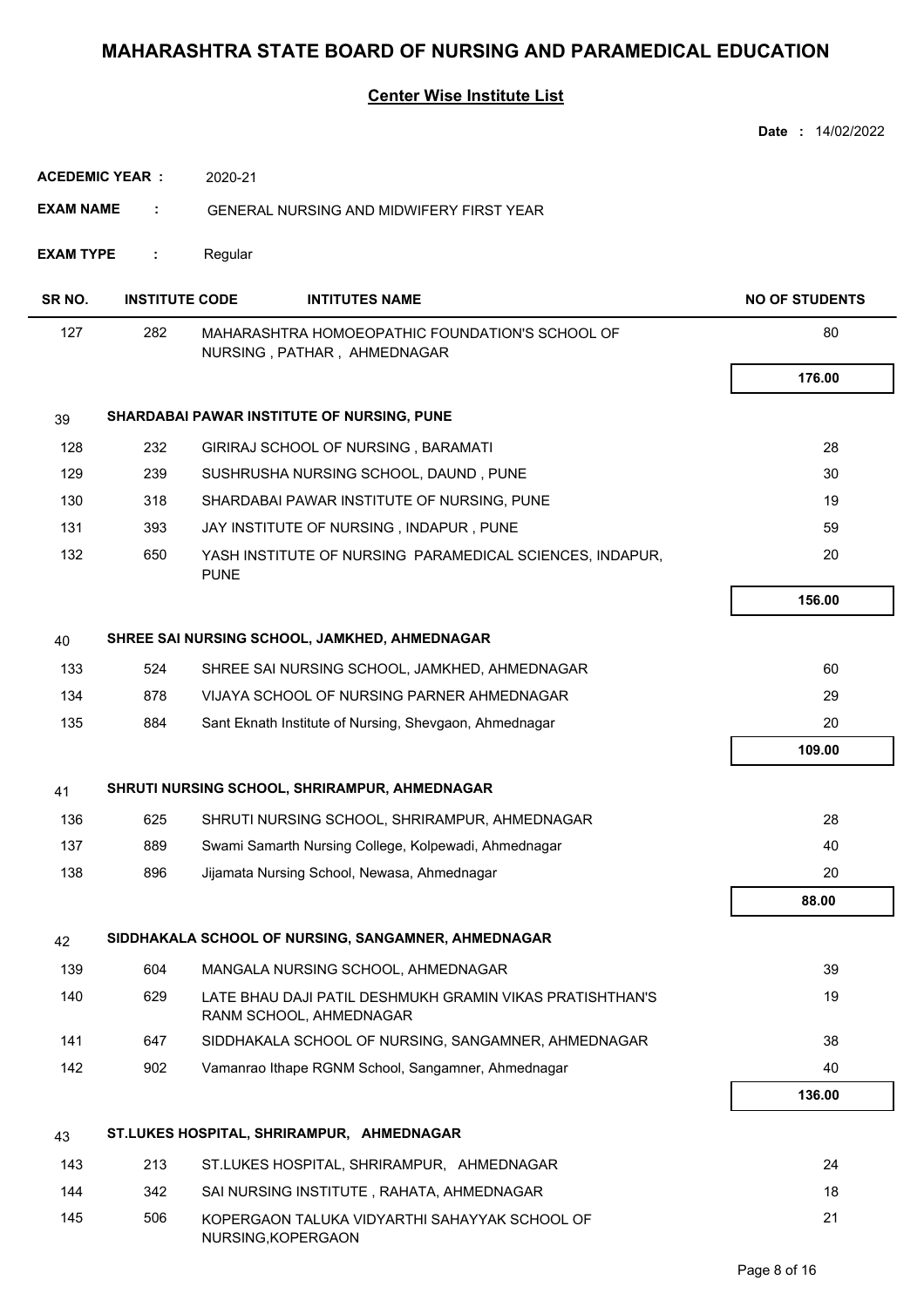# MAHARASHTRA STATE BOARD OF NURSING AND PARAMEDICAL EDUCATION

## Center Wise Institute List

**Date :** 14/02/2022

**ACEDEMIC YEAR :** 2020-21

**EXAM NAME :** GENERAL NURSING AND MIDWIFERY FIRST YEAR

**EXAM TYPE :** Regular

| SR NO. | INSTITUTE CODE | INTITUTES NAME | NO OF STUDENTS |
|---|---|---|---|
| 127 | 282 | MAHARASHTRA HOMOEOPATHIC FOUNDATION'S SCHOOL OF NURSING , PATHAR , AHMEDNAGAR | 80 |
| | | | **176.00** |
| 39 | | **SHARDABAI PAWAR INSTITUTE OF NURSING, PUNE** | |
| 128 | 232 | GIRIRAJ SCHOOL OF NURSING , BARAMATI | 28 |
| 129 | 239 | SUSHRUSHA NURSING SCHOOL, DAUND , PUNE | 30 |
| 130 | 318 | SHARDABAI PAWAR INSTITUTE OF NURSING, PUNE | 19 |
| 131 | 393 | JAY INSTITUTE OF NURSING , INDAPUR , PUNE | 59 |
| 132 | 650 | YASH INSTITUTE OF NURSING PARAMEDICAL SCIENCES, INDAPUR, PUNE | 20 |
| | | | **156.00** |
| 40 | | **SHREE SAI NURSING SCHOOL, JAMKHED, AHMEDNAGAR** | |
| 133 | 524 | SHREE SAI NURSING SCHOOL, JAMKHED, AHMEDNAGAR | 60 |
| 134 | 878 | VIJAYA SCHOOL OF NURSING PARNER AHMEDNAGAR | 29 |
| 135 | 884 | Sant Eknath Institute of Nursing, Shevgaon, Ahmednagar | 20 |
| | | | **109.00** |
| 41 | | **SHRUTI NURSING SCHOOL, SHRIRAMPUR, AHMEDNAGAR** | |
| 136 | 625 | SHRUTI NURSING SCHOOL, SHRIRAMPUR, AHMEDNAGAR | 28 |
| 137 | 889 | Swami Samarth Nursing College, Kolpewadi, Ahmednagar | 40 |
| 138 | 896 | Jijamata Nursing School, Newasa, Ahmednagar | 20 |
| | | | **88.00** |
| 42 | | **SIDDHAKALA SCHOOL OF NURSING, SANGAMNER, AHMEDNAGAR** | |
| 139 | 604 | MANGALA NURSING SCHOOL, AHMEDNAGAR | 39 |
| 140 | 629 | LATE BHAU DAJI PATIL DESHMUKH GRAMIN VIKAS PRATISHTHAN'S RANM SCHOOL, AHMEDNAGAR | 19 |
| 141 | 647 | SIDDHAKALA SCHOOL OF NURSING, SANGAMNER, AHMEDNAGAR | 38 |
| 142 | 902 | Vamanrao Ithape RGNM School, Sangamner, Ahmednagar | 40 |
| | | | **136.00** |
| 43 | | **ST.LUKES HOSPITAL, SHRIRAMPUR, AHMEDNAGAR** | |
| 143 | 213 | ST.LUKES HOSPITAL, SHRIRAMPUR, AHMEDNAGAR | 24 |
| 144 | 342 | SAI NURSING INSTITUTE , RAHATA, AHMEDNAGAR | 18 |
| 145 | 506 | KOPERGAON TALUKA VIDYARTHI SAHAYYAK SCHOOL OF NURSING,KOPERGAON | 21 |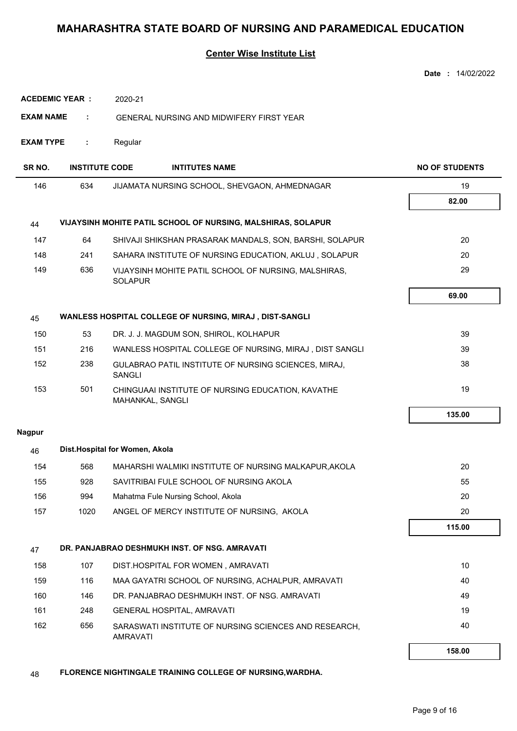# MAHARASHTRA STATE BOARD OF NURSING AND PARAMEDICAL EDUCATION

## Center Wise Institute List

**Date :** 14/02/2022

**ACEDEMIC YEAR :** 2020-21

**EXAM NAME :** GENERAL NURSING AND MIDWIFERY FIRST YEAR

**EXAM TYPE :** Regular

| SR NO. | INSTITUTE CODE | INTITUTES NAME | NO OF STUDENTS |
|---|---|---|---|
| 146 | 634 | JIJAMATA NURSING SCHOOL, SHEVGAON, AHMEDNAGAR | 19 |
| | | | **82.00** |
| 44 | | **VIJAYSINH MOHITE PATIL SCHOOL OF NURSING, MALSHIRAS, SOLAPUR** | |
| 147 | 64 | SHIVAJI SHIKSHAN PRASARAK MANDALS, SON, BARSHI, SOLAPUR | 20 |
| 148 | 241 | SAHARA INSTITUTE OF NURSING EDUCATION, AKLUJ , SOLAPUR | 20 |
| 149 | 636 | VIJAYSINH MOHITE PATIL SCHOOL OF NURSING, MALSHIRAS, SOLAPUR | 29 |
| | | | **69.00** |
| 45 | | **WANLESS HOSPITAL COLLEGE OF NURSING, MIRAJ , DIST-SANGLI** | |
| 150 | 53 | DR. J. J. MAGDUM SON, SHIROL, KOLHAPUR | 39 |
| 151 | 216 | WANLESS HOSPITAL COLLEGE OF NURSING, MIRAJ , DIST SANGLI | 39 |
| 152 | 238 | GULABRAO PATIL INSTITUTE OF NURSING SCIENCES, MIRAJ, SANGLI | 38 |
| 153 | 501 | CHINGUAAI INSTITUTE OF NURSING EDUCATION, KAVATHE MAHANKAL, SANGLI | 19 |
| | | | **135.00** |
| **Nagpur** | | | |
| 46 | | **Dist.Hospital for Women, Akola** | |
| 154 | 568 | MAHARSHI WALMIKI INSTITUTE OF NURSING MALKAPUR,AKOLA | 20 |
| 155 | 928 | SAVITRIBAI FULE SCHOOL OF NURSING AKOLA | 55 |
| 156 | 994 | Mahatma Fule Nursing School, Akola | 20 |
| 157 | 1020 | ANGEL OF MERCY INSTITUTE OF NURSING, AKOLA | 20 |
| | | | **115.00** |
| 47 | | **DR. PANJABRAO DESHMUKH INST. OF NSG. AMRAVATI** | |
| 158 | 107 | DIST.HOSPITAL FOR WOMEN , AMRAVATI | 10 |
| 159 | 116 | MAA GAYATRI SCHOOL OF NURSING, ACHALPUR, AMRAVATI | 40 |
| 160 | 146 | DR. PANJABRAO DESHMUKH INST. OF NSG. AMRAVATI | 49 |
| 161 | 248 | GENERAL HOSPITAL, AMRAVATI | 19 |
| 162 | 656 | SARASWATI INSTITUTE OF NURSING SCIENCES AND RESEARCH, AMRAVATI | 40 |
| | | | **158.00** |
| 48 | | **FLORENCE NIGHTINGALE TRAINING COLLEGE OF NURSING,WARDHA.** | |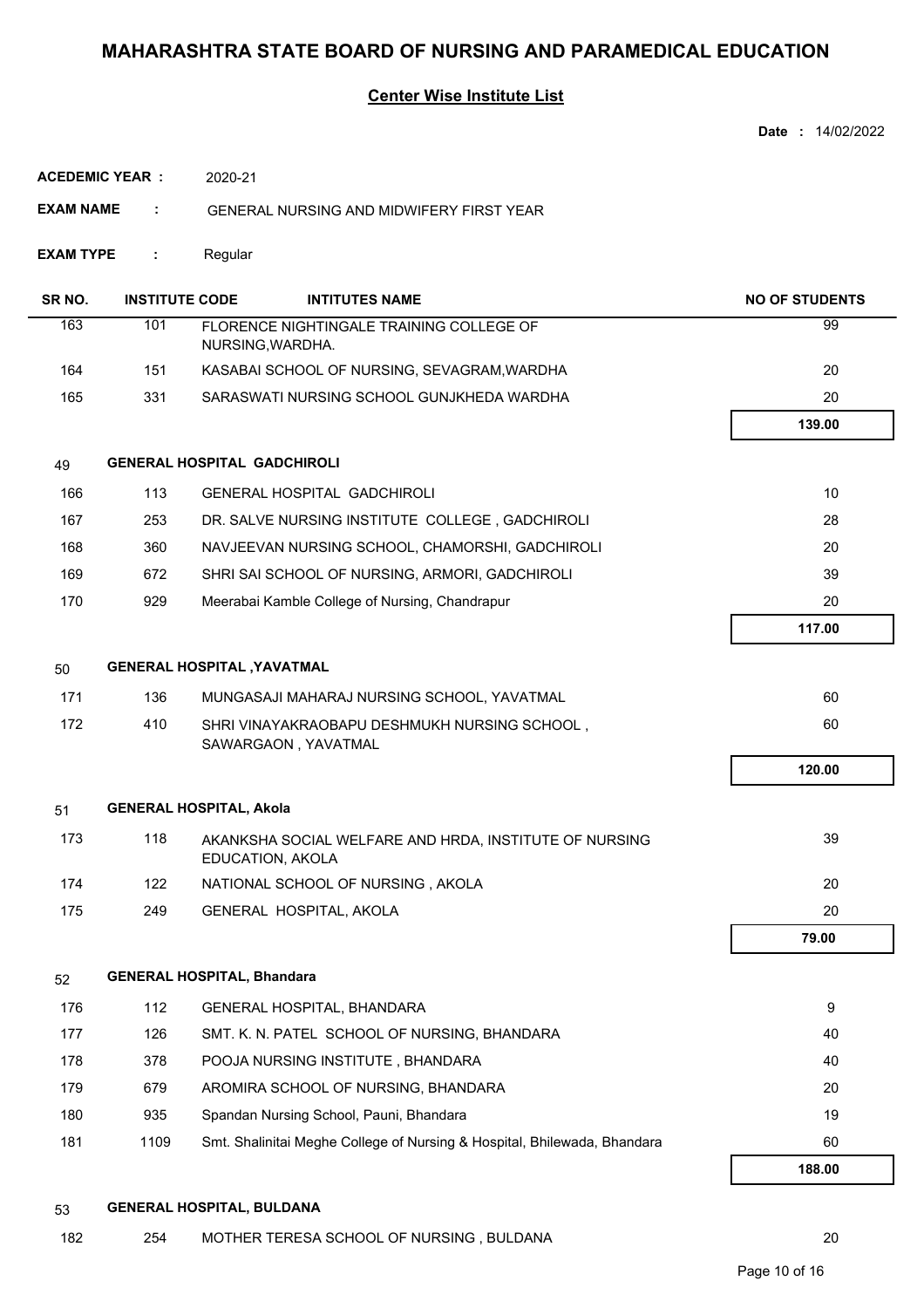# MAHARASHTRA STATE BOARD OF NURSING AND PARAMEDICAL EDUCATION

## Center Wise Institute List

**Date :** 14/02/2022

**ACEDEMIC YEAR :** 2020-21

**EXAM NAME :** GENERAL NURSING AND MIDWIFERY FIRST YEAR

**EXAM TYPE :** Regular

| SR NO. | INSTITUTE CODE | INTITUTES NAME | NO OF STUDENTS |
|---|---|---|---|
| 163 | 101 | FLORENCE NIGHTINGALE TRAINING COLLEGE OF NURSING,WARDHA. | 99 |
| 164 | 151 | KASABAI SCHOOL OF NURSING, SEVAGRAM,WARDHA | 20 |
| 165 | 331 | SARASWATI NURSING SCHOOL GUNJKHEDA WARDHA | 20 |
| | | | **139.00** |
| 49 | **GENERAL HOSPITAL GADCHIROLI** | | |
| 166 | 113 | GENERAL HOSPITAL GADCHIROLI | 10 |
| 167 | 253 | DR. SALVE NURSING INSTITUTE COLLEGE , GADCHIROLI | 28 |
| 168 | 360 | NAVJEEVAN NURSING SCHOOL, CHAMORSHI, GADCHIROLI | 20 |
| 169 | 672 | SHRI SAI SCHOOL OF NURSING, ARMORI, GADCHIROLI | 39 |
| 170 | 929 | Meerabai Kamble College of Nursing, Chandrapur | 20 |
| | | | **117.00** |
| 50 | **GENERAL HOSPITAL ,YAVATMAL** | | |
| 171 | 136 | MUNGASAJI MAHARAJ NURSING SCHOOL, YAVATMAL | 60 |
| 172 | 410 | SHRI VINAYAKRAOBAPU DESHMUKH NURSING SCHOOL , SAWARGAON , YAVATMAL | 60 |
| | | | **120.00** |
| 51 | **GENERAL HOSPITAL, Akola** | | |
| 173 | 118 | AKANKSHA SOCIAL WELFARE AND HRDA, INSTITUTE OF NURSING EDUCATION, AKOLA | 39 |
| 174 | 122 | NATIONAL SCHOOL OF NURSING , AKOLA | 20 |
| 175 | 249 | GENERAL HOSPITAL, AKOLA | 20 |
| | | | **79.00** |
| 52 | **GENERAL HOSPITAL, Bhandara** | | |
| 176 | 112 | GENERAL HOSPITAL, BHANDARA | 9 |
| 177 | 126 | SMT. K. N. PATEL SCHOOL OF NURSING, BHANDARA | 40 |
| 178 | 378 | POOJA NURSING INSTITUTE , BHANDARA | 40 |
| 179 | 679 | AROMIRA SCHOOL OF NURSING, BHANDARA | 20 |
| 180 | 935 | Spandan Nursing School, Pauni, Bhandara | 19 |
| 181 | 1109 | Smt. Shalinitai Meghe College of Nursing & Hospital, Bhilewada, Bhandara | 60 |
| | | | **188.00** |
| 53 | **GENERAL HOSPITAL, BULDANA** | | |
| 182 | 254 | MOTHER TERESA SCHOOL OF NURSING , BULDANA | 20 |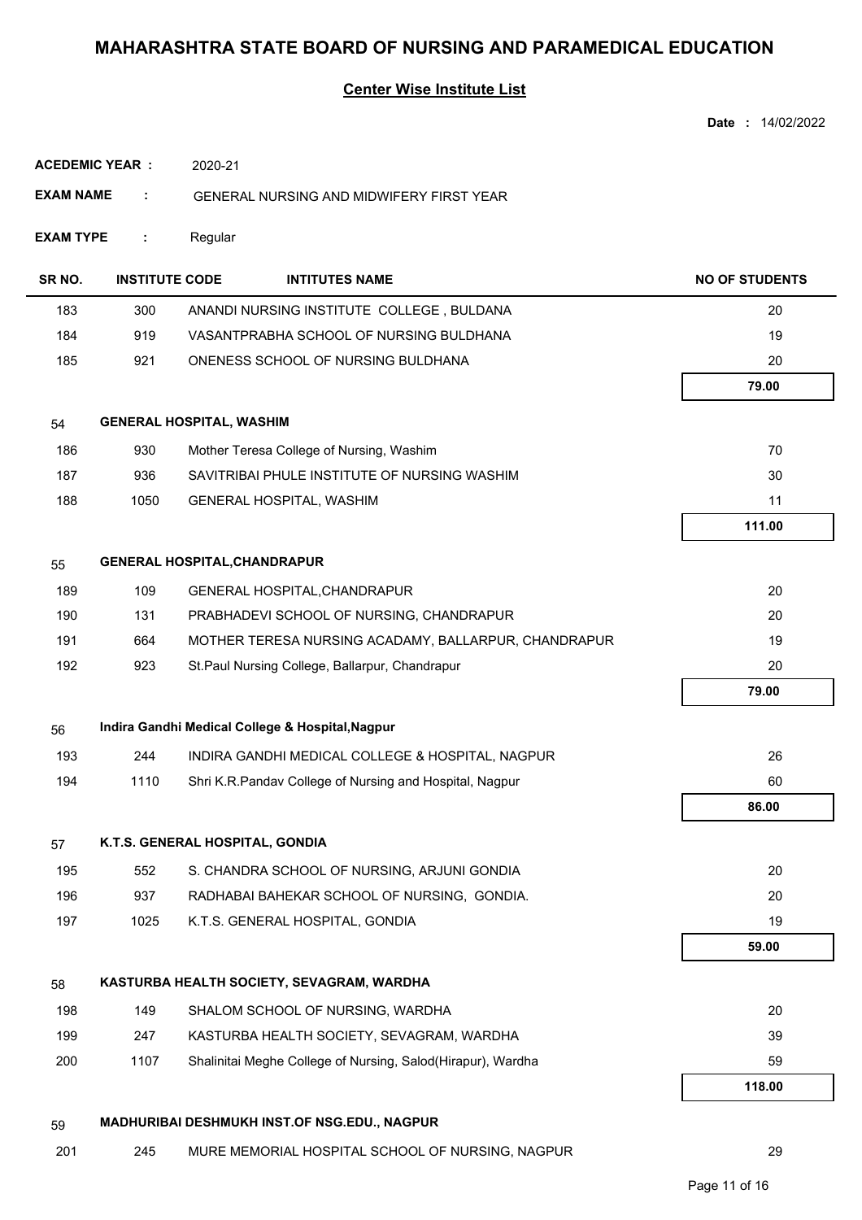# MAHARASHTRA STATE BOARD OF NURSING AND PARAMEDICAL EDUCATION

## Center Wise Institute List

**Date :** 14/02/2022

**ACEDEMIC YEAR :** 2020-21

**EXAM NAME :** GENERAL NURSING AND MIDWIFERY FIRST YEAR

**EXAM TYPE :** Regular

| SR NO. | INSTITUTE CODE | INTITUTES NAME | NO OF STUDENTS |
|---|---|---|---|
| 183 | 300 | ANANDI NURSING INSTITUTE COLLEGE , BULDANA | 20 |
| 184 | 919 | VASANTPRABHA SCHOOL OF NURSING BULDHANA | 19 |
| 185 | 921 | ONENESS SCHOOL OF NURSING BULDHANA | 20 |
| | | | **79.00** |
| 54 | **GENERAL HOSPITAL, WASHIM** | | |
| 186 | 930 | Mother Teresa College of Nursing, Washim | 70 |
| 187 | 936 | SAVITRIBAI PHULE INSTITUTE OF NURSING WASHIM | 30 |
| 188 | 1050 | GENERAL HOSPITAL, WASHIM | 11 |
| | | | **111.00** |
| 55 | **GENERAL HOSPITAL,CHANDRAPUR** | | |
| 189 | 109 | GENERAL HOSPITAL,CHANDRAPUR | 20 |
| 190 | 131 | PRABHADEVI SCHOOL OF NURSING, CHANDRAPUR | 20 |
| 191 | 664 | MOTHER TERESA NURSING ACADAMY, BALLARPUR, CHANDRAPUR | 19 |
| 192 | 923 | St.Paul Nursing College, Ballarpur, Chandrapur | 20 |
| | | | **79.00** |
| 56 | **Indira Gandhi Medical College & Hospital,Nagpur** | | |
| 193 | 244 | INDIRA GANDHI MEDICAL COLLEGE & HOSPITAL, NAGPUR | 26 |
| 194 | 1110 | Shri K.R.Pandav College of Nursing and Hospital, Nagpur | 60 |
| | | | **86.00** |
| 57 | **K.T.S. GENERAL HOSPITAL, GONDIA** | | |
| 195 | 552 | S. CHANDRA SCHOOL OF NURSING, ARJUNI GONDIA | 20 |
| 196 | 937 | RADHABAI BAHEKAR SCHOOL OF NURSING, GONDIA. | 20 |
| 197 | 1025 | K.T.S. GENERAL HOSPITAL, GONDIA | 19 |
| | | | **59.00** |
| 58 | **KASTURBA HEALTH SOCIETY, SEVAGRAM, WARDHA** | | |
| 198 | 149 | SHALOM SCHOOL OF NURSING, WARDHA | 20 |
| 199 | 247 | KASTURBA HEALTH SOCIETY, SEVAGRAM, WARDHA | 39 |
| 200 | 1107 | Shalinitai Meghe College of Nursing, Salod(Hirapur), Wardha | 59 |
| | | | **118.00** |
| 59 | **MADHURIBAI DESHMUKH INST.OF NSG.EDU., NAGPUR** | | |
| 201 | 245 | MURE MEMORIAL HOSPITAL SCHOOL OF NURSING, NAGPUR | 29 |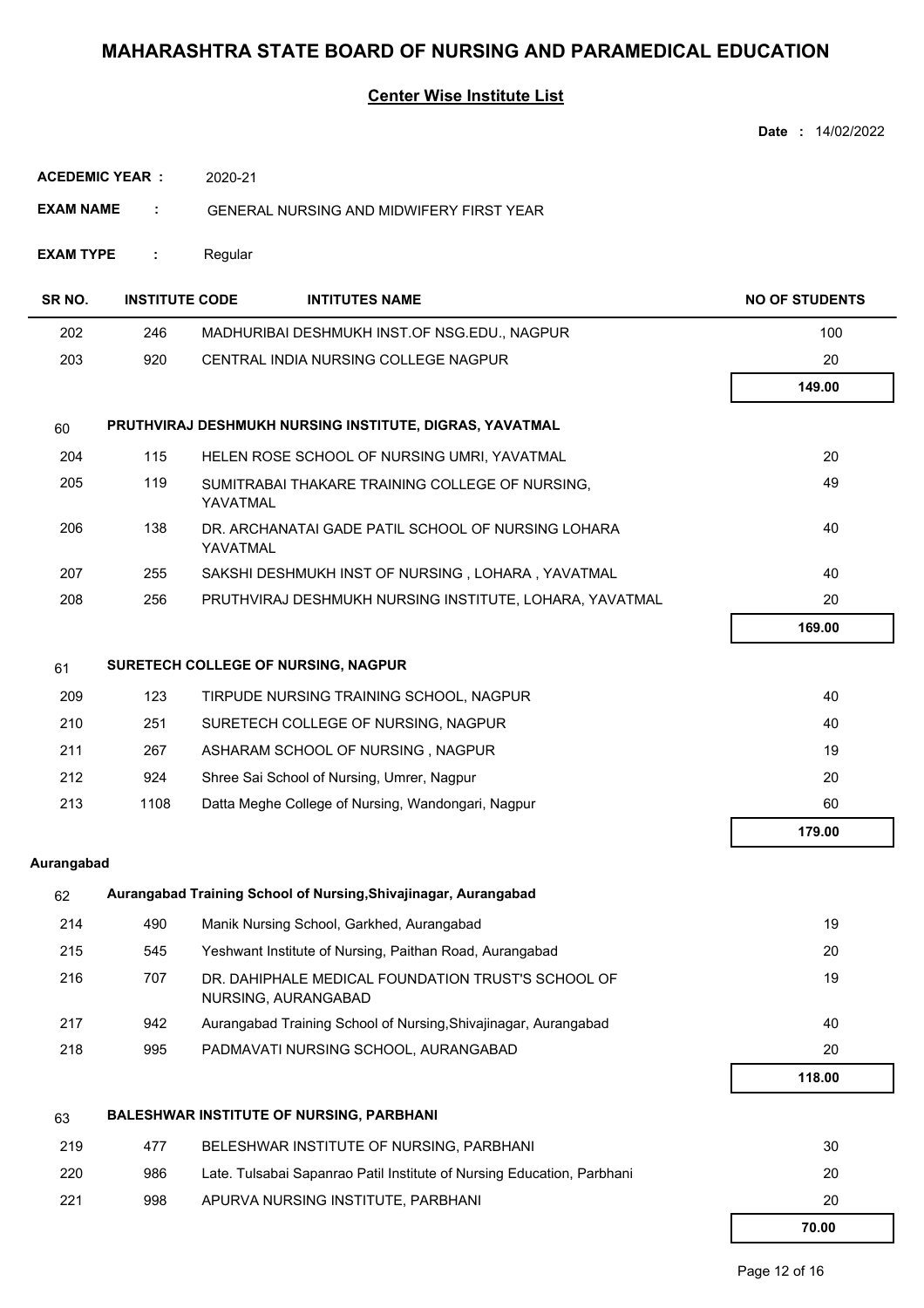# MAHARASHTRA STATE BOARD OF NURSING AND PARAMEDICAL EDUCATION

## Center Wise Institute List

**Date :** 14/02/2022

**ACEDEMIC YEAR :** 2020-21

**EXAM NAME :** GENERAL NURSING AND MIDWIFERY FIRST YEAR

**EXAM TYPE :** Regular

| SR NO. | INSTITUTE CODE | INTITUTES NAME | NO OF STUDENTS |
|---|---|---|---|
| 202 | 246 | MADHURIBAI DESHMUKH INST.OF NSG.EDU., NAGPUR | 100 |
| 203 | 920 | CENTRAL INDIA NURSING COLLEGE NAGPUR | 20 |
| | | | **149.00** |
| 60 | | **PRUTHVIRAJ DESHMUKH NURSING INSTITUTE, DIGRAS, YAVATMAL** | |
| 204 | 115 | HELEN ROSE SCHOOL OF NURSING UMRI, YAVATMAL | 20 |
| 205 | 119 | SUMITRABAI THAKARE TRAINING COLLEGE OF NURSING, YAVATMAL | 49 |
| 206 | 138 | DR. ARCHANATAI GADE PATIL SCHOOL OF NURSING LOHARA YAVATMAL | 40 |
| 207 | 255 | SAKSHI DESHMUKH INST OF NURSING , LOHARA , YAVATMAL | 40 |
| 208 | 256 | PRUTHVIRAJ DESHMUKH NURSING INSTITUTE, LOHARA, YAVATMAL | 20 |
| | | | **169.00** |
| 61 | | **SURETECH COLLEGE OF NURSING, NAGPUR** | |
| 209 | 123 | TIRPUDE NURSING TRAINING SCHOOL, NAGPUR | 40 |
| 210 | 251 | SURETECH COLLEGE OF NURSING, NAGPUR | 40 |
| 211 | 267 | ASHARAM SCHOOL OF NURSING , NAGPUR | 19 |
| 212 | 924 | Shree Sai School of Nursing, Umrer, Nagpur | 20 |
| 213 | 1108 | Datta Meghe College of Nursing, Wandongari, Nagpur | 60 |
| | | | **179.00** |
| **Aurangabad** | | | |
| 62 | | **Aurangabad Training School of Nursing,Shivajinagar, Aurangabad** | |
| 214 | 490 | Manik Nursing School, Garkhed, Aurangabad | 19 |
| 215 | 545 | Yeshwant Institute of Nursing, Paithan Road, Aurangabad | 20 |
| 216 | 707 | DR. DAHIPHALE MEDICAL FOUNDATION TRUST'S SCHOOL OF NURSING, AURANGABAD | 19 |
| 217 | 942 | Aurangabad Training School of Nursing,Shivajinagar, Aurangabad | 40 |
| 218 | 995 | PADMAVATI NURSING SCHOOL, AURANGABAD | 20 |
| | | | **118.00** |
| 63 | | **BALESHWAR INSTITUTE OF NURSING, PARBHANI** | |
| 219 | 477 | BELESHWAR INSTITUTE OF NURSING, PARBHANI | 30 |
| 220 | 986 | Late. Tulsabai Sapanrao Patil Institute of Nursing Education, Parbhani | 20 |
| 221 | 998 | APURVA NURSING INSTITUTE, PARBHANI | 20 |
| | | | **70.00** |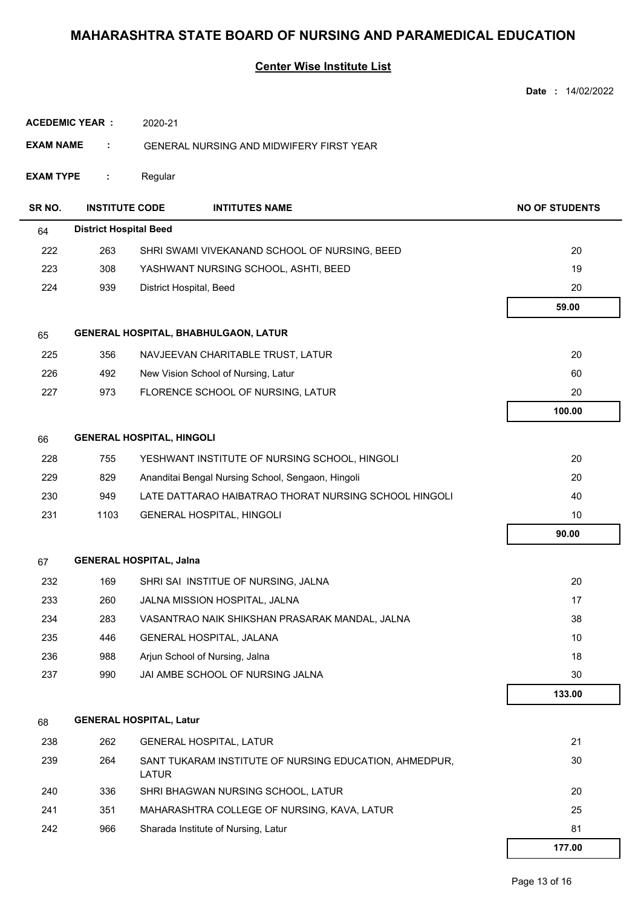# MAHARASHTRA STATE BOARD OF NURSING AND PARAMEDICAL EDUCATION

## Center Wise Institute List

**Date :** 14/02/2022

**ACEDEMIC YEAR :** 2020-21

**EXAM NAME :** GENERAL NURSING AND MIDWIFERY FIRST YEAR

**EXAM TYPE :** Regular

| SR NO. | INSTITUTE CODE | INTITUTES NAME | NO OF STUDENTS |
|---|---|---|---|
| 64 | **District Hospital Beed** | | |
| 222 | 263 | SHRI SWAMI VIVEKANAND SCHOOL OF NURSING, BEED | 20 |
| 223 | 308 | YASHWANT NURSING SCHOOL, ASHTI, BEED | 19 |
| 224 | 939 | District Hospital, Beed | 20 |
| | | | **59.00** |
| 65 | **GENERAL HOSPITAL, BHABHULGAON, LATUR** | | |
| 225 | 356 | NAVJEEVAN CHARITABLE TRUST, LATUR | 20 |
| 226 | 492 | New Vision School of Nursing, Latur | 60 |
| 227 | 973 | FLORENCE SCHOOL OF NURSING, LATUR | 20 |
| | | | **100.00** |
| 66 | **GENERAL HOSPITAL, HINGOLI** | | |
| 228 | 755 | YESHWANT INSTITUTE OF NURSING SCHOOL, HINGOLI | 20 |
| 229 | 829 | Ananditai Bengal Nursing School, Sengaon, Hingoli | 20 |
| 230 | 949 | LATE DATTARAO HAIBATRAO THORAT NURSING SCHOOL HINGOLI | 40 |
| 231 | 1103 | GENERAL HOSPITAL, HINGOLI | 10 |
| | | | **90.00** |
| 67 | **GENERAL HOSPITAL, Jalna** | | |
| 232 | 169 | SHRI SAI INSTIUE OF NURSING, JALNA | 20 |
| 233 | 260 | JALNA MISSION HOSPITAL, JALNA | 17 |
| 234 | 283 | VASANTRAO NAIK SHIKSHAN PRASARAK MANDAL, JALNA | 38 |
| 235 | 446 | GENERAL HOSPITAL, JALANA | 10 |
| 236 | 988 | Arjun School of Nursing, Jalna | 18 |
| 237 | 990 | JAI AMBE SCHOOL OF NURSING JALNA | 30 |
| | | | **133.00** |
| 68 | **GENERAL HOSPITAL, Latur** | | |
| 238 | 262 | GENERAL HOSPITAL, LATUR | 21 |
| 239 | 264 | SANT TUKARAM INSTITUTE OF NURSING EDUCATION, AHMEDPUR, LATUR | 30 |
| 240 | 336 | SHRI BHAGWAN NURSING SCHOOL, LATUR | 20 |
| 241 | 351 | MAHARASHTRA COLLEGE OF NURSING, KAVA, LATUR | 25 |
| 242 | 966 | Sharada Institute of Nursing, Latur | 81 |
| | | | **177.00** |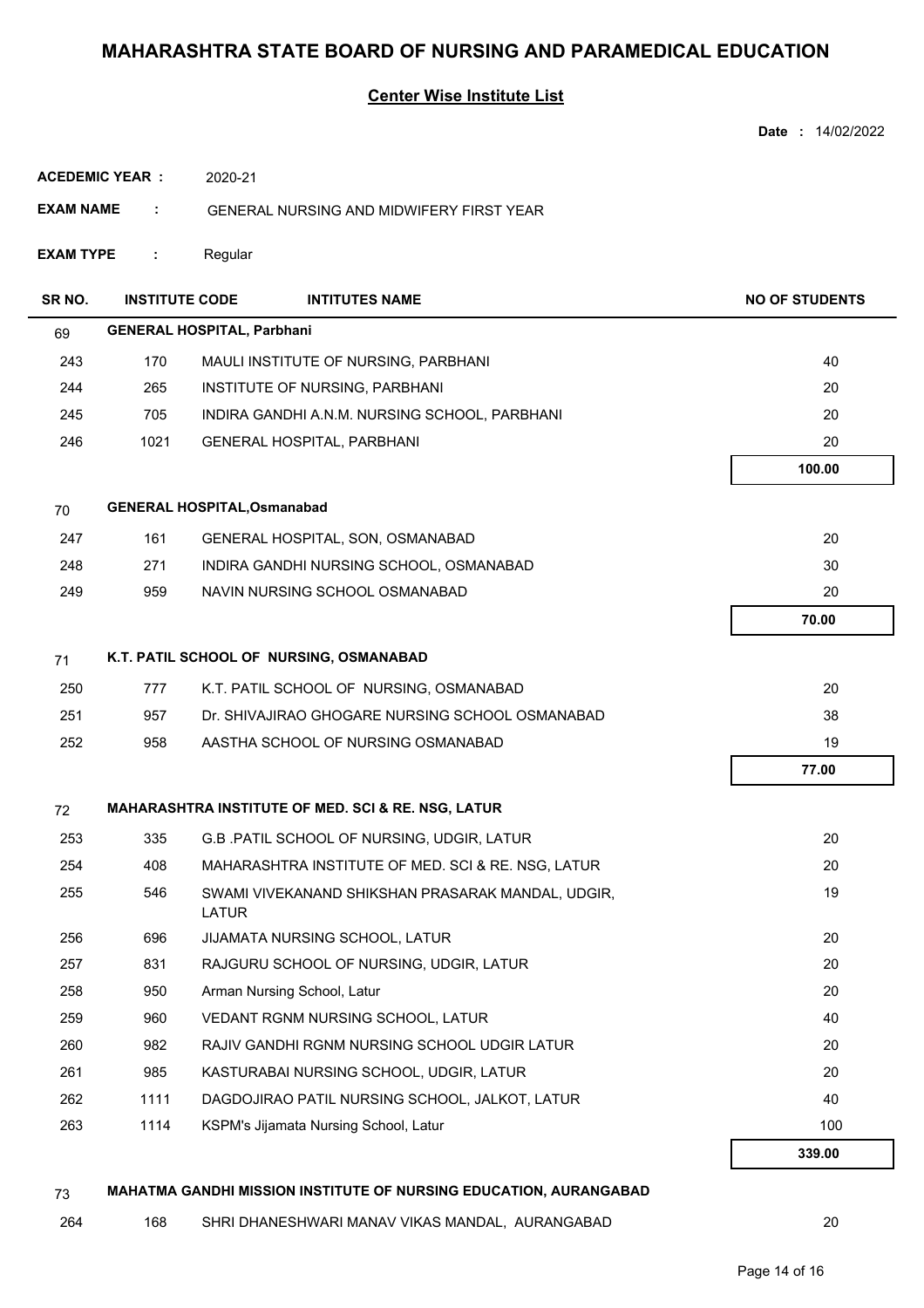# MAHARASHTRA STATE BOARD OF NURSING AND PARAMEDICAL EDUCATION

## Center Wise Institute List

**Date :** 14/02/2022

**ACEDEMIC YEAR :** 2020-21

**EXAM NAME :** GENERAL NURSING AND MIDWIFERY FIRST YEAR

**EXAM TYPE :** Regular

| SR NO. | INSTITUTE CODE | INTITUTES NAME | NO OF STUDENTS |
|---|---|---|---|
| 69 | **GENERAL HOSPITAL, Parbhani** | | |
| 243 | 170 | MAULI INSTITUTE OF NURSING, PARBHANI | 40 |
| 244 | 265 | INSTITUTE OF NURSING, PARBHANI | 20 |
| 245 | 705 | INDIRA GANDHI A.N.M. NURSING SCHOOL, PARBHANI | 20 |
| 246 | 1021 | GENERAL HOSPITAL, PARBHANI | 20 |
| | | | **100.00** |
| 70 | **GENERAL HOSPITAL,Osmanabad** | | |
| 247 | 161 | GENERAL HOSPITAL, SON, OSMANABAD | 20 |
| 248 | 271 | INDIRA GANDHI NURSING SCHOOL, OSMANABAD | 30 |
| 249 | 959 | NAVIN NURSING SCHOOL OSMANABAD | 20 |
| | | | **70.00** |
| 71 | **K.T. PATIL SCHOOL OF NURSING, OSMANABAD** | | |
| 250 | 777 | K.T. PATIL SCHOOL OF NURSING, OSMANABAD | 20 |
| 251 | 957 | Dr. SHIVAJIRAO GHOGARE NURSING SCHOOL OSMANABAD | 38 |
| 252 | 958 | AASTHA SCHOOL OF NURSING OSMANABAD | 19 |
| | | | **77.00** |
| 72 | **MAHARASHTRA INSTITUTE OF MED. SCI & RE. NSG, LATUR** | | |
| 253 | 335 | G.B .PATIL SCHOOL OF NURSING, UDGIR, LATUR | 20 |
| 254 | 408 | MAHARASHTRA INSTITUTE OF MED. SCI & RE. NSG, LATUR | 20 |
| 255 | 546 | SWAMI VIVEKANAND SHIKSHAN PRASARAK MANDAL, UDGIR, LATUR | 19 |
| 256 | 696 | JIJAMATA NURSING SCHOOL, LATUR | 20 |
| 257 | 831 | RAJGURU SCHOOL OF NURSING, UDGIR, LATUR | 20 |
| 258 | 950 | Arman Nursing School, Latur | 20 |
| 259 | 960 | VEDANT RGNM NURSING SCHOOL, LATUR | 40 |
| 260 | 982 | RAJIV GANDHI RGNM NURSING SCHOOL UDGIR LATUR | 20 |
| 261 | 985 | KASTURABAI NURSING SCHOOL, UDGIR, LATUR | 20 |
| 262 | 1111 | DAGDOJIRAO PATIL NURSING SCHOOL, JALKOT, LATUR | 40 |
| 263 | 1114 | KSPM's Jijamata Nursing School, Latur | 100 |
| | | | **339.00** |
| 73 | **MAHATMA GANDHI MISSION INSTITUTE OF NURSING EDUCATION, AURANGABAD** | | |
| 264 | 168 | SHRI DHANESHWARI MANAV VIKAS MANDAL, AURANGABAD | 20 |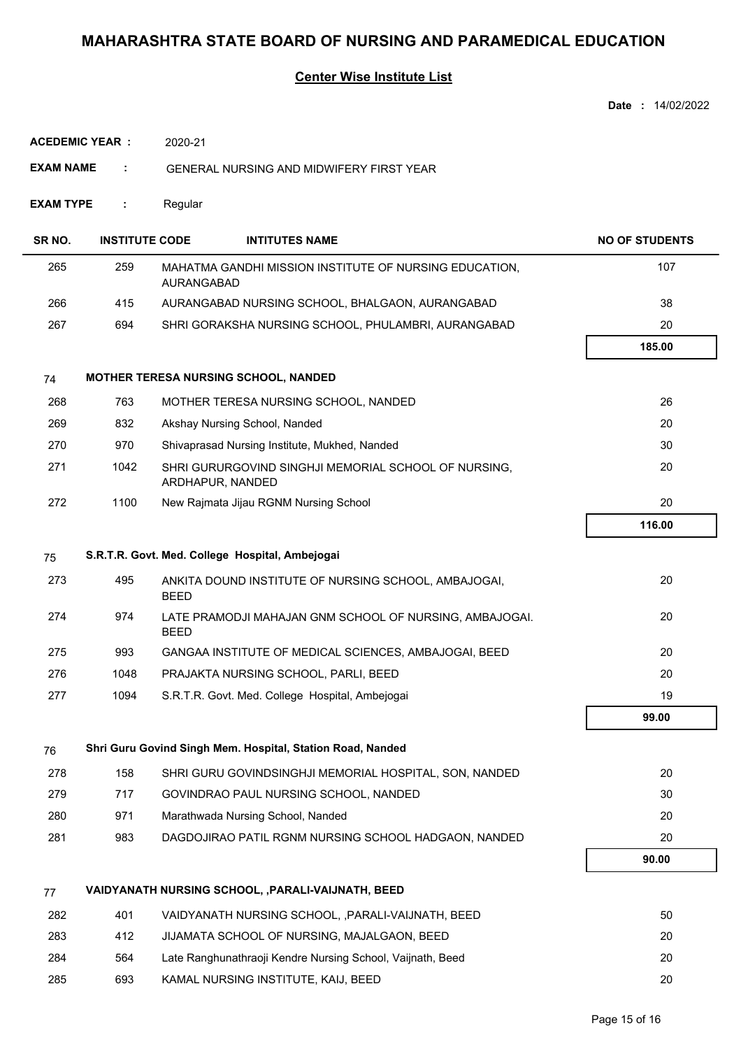# MAHARASHTRA STATE BOARD OF NURSING AND PARAMEDICAL EDUCATION

## Center Wise Institute List

**Date :** 14/02/2022

**ACEDEMIC YEAR :** 2020-21

**EXAM NAME :** GENERAL NURSING AND MIDWIFERY FIRST YEAR

**EXAM TYPE :** Regular

| SR NO. | INSTITUTE CODE | INTITUTES NAME | NO OF STUDENTS |
|---|---|---|---|
| 265 | 259 | MAHATMA GANDHI MISSION INSTITUTE OF NURSING EDUCATION, AURANGABAD | 107 |
| 266 | 415 | AURANGABAD NURSING SCHOOL, BHALGAON, AURANGABAD | 38 |
| 267 | 694 | SHRI GORAKSHA NURSING SCHOOL, PHULAMBRI, AURANGABAD | 20 |
| | | | **185.00** |
| 74 | | **MOTHER TERESA NURSING SCHOOL, NANDED** | |
| 268 | 763 | MOTHER TERESA NURSING SCHOOL, NANDED | 26 |
| 269 | 832 | Akshay Nursing School, Nanded | 20 |
| 270 | 970 | Shivaprasad Nursing Institute, Mukhed, Nanded | 30 |
| 271 | 1042 | SHRI GURURGOVIND SINGHJI MEMORIAL SCHOOL OF NURSING, ARDHAPUR, NANDED | 20 |
| 272 | 1100 | New Rajmata Jijau RGNM Nursing School | 20 |
| | | | **116.00** |
| 75 | | **S.R.T.R. Govt. Med. College Hospital, Ambejogai** | |
| 273 | 495 | ANKITA DOUND INSTITUTE OF NURSING SCHOOL, AMBAJOGAI, BEED | 20 |
| 274 | 974 | LATE PRAMODJI MAHAJAN GNM SCHOOL OF NURSING, AMBAJOGAI. BEED | 20 |
| 275 | 993 | GANGAA INSTITUTE OF MEDICAL SCIENCES, AMBAJOGAI, BEED | 20 |
| 276 | 1048 | PRAJAKTA NURSING SCHOOL, PARLI, BEED | 20 |
| 277 | 1094 | S.R.T.R. Govt. Med. College Hospital, Ambejogai | 19 |
| | | | **99.00** |
| 76 | | **Shri Guru Govind Singh Mem. Hospital, Station Road, Nanded** | |
| 278 | 158 | SHRI GURU GOVINDSINGHJI MEMORIAL HOSPITAL, SON, NANDED | 20 |
| 279 | 717 | GOVINDRAO PAUL NURSING SCHOOL, NANDED | 30 |
| 280 | 971 | Marathwada Nursing School, Nanded | 20 |
| 281 | 983 | DAGDOJIRAO PATIL RGNM NURSING SCHOOL HADGAON, NANDED | 20 |
| | | | **90.00** |
| 77 | | **VAIDYANATH NURSING SCHOOL, ,PARALI-VAIJNATH, BEED** | |
| 282 | 401 | VAIDYANATH NURSING SCHOOL, ,PARALI-VAIJNATH, BEED | 50 |
| 283 | 412 | JIJAMATA SCHOOL OF NURSING, MAJALGAON, BEED | 20 |
| 284 | 564 | Late Ranghunathraoji Kendre Nursing School, Vaijnath, Beed | 20 |
| 285 | 693 | KAMAL NURSING INSTITUTE, KAIJ, BEED | 20 |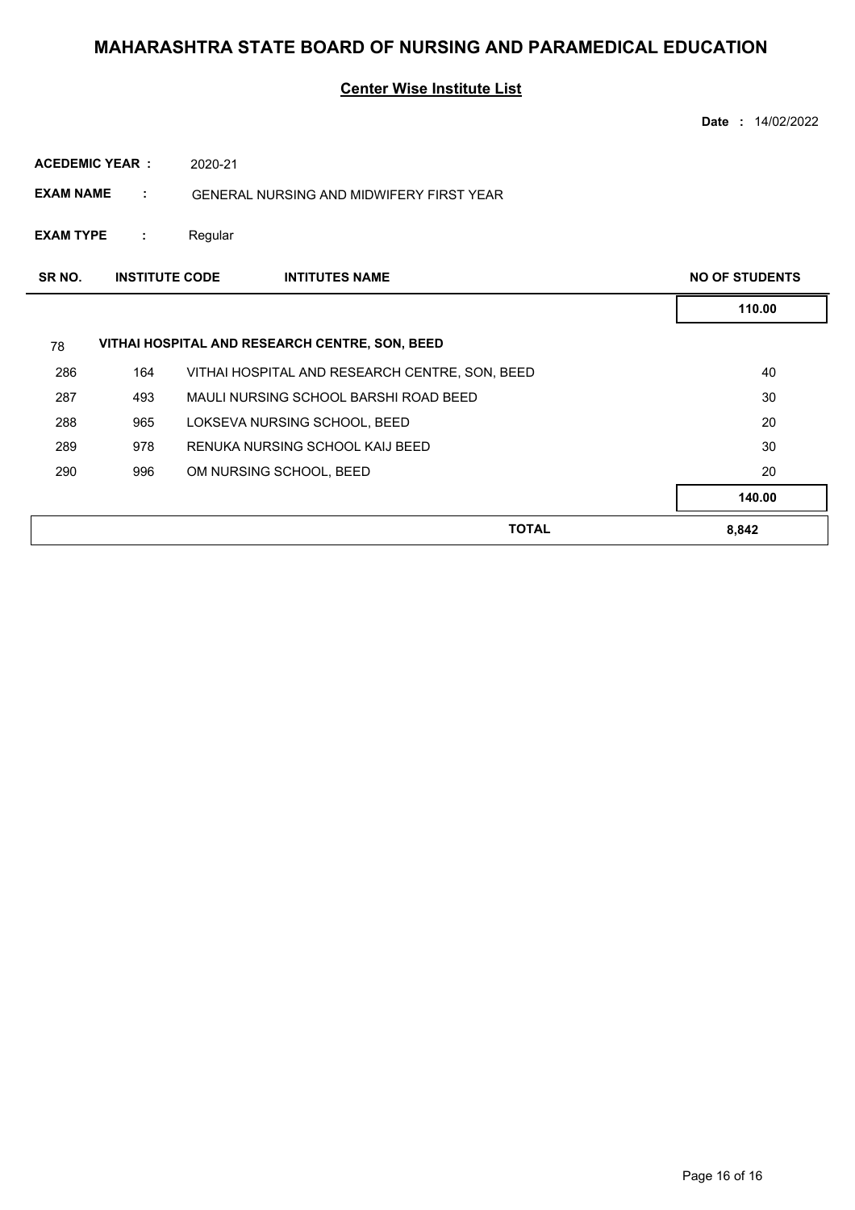# MAHARASHTRA STATE BOARD OF NURSING AND PARAMEDICAL EDUCATION

## Center Wise Institute List

**Date :** 14/02/2022

**ACEDEMIC YEAR :** 2020-21

**EXAM NAME :** GENERAL NURSING AND MIDWIFERY FIRST YEAR

**EXAM TYPE :** Regular

| SR NO. | INSTITUTE CODE | INTITUTES NAME | NO OF STUDENTS |
|---|---|---|---|
| | | | **110.00** |
| 78 | **VITHAI HOSPITAL AND RESEARCH CENTRE, SON, BEED** | | |
| 286 | 164 | VITHAI HOSPITAL AND RESEARCH CENTRE, SON, BEED | 40 |
| 287 | 493 | MAULI NURSING SCHOOL BARSHI ROAD BEED | 30 |
| 288 | 965 | LOKSEVA NURSING SCHOOL, BEED | 20 |
| 289 | 978 | RENUKA NURSING SCHOOL KAIJ BEED | 30 |
| 290 | 996 | OM NURSING SCHOOL, BEED | 20 |
| | | | **140.00** |
| | | **TOTAL** | **8,842** |